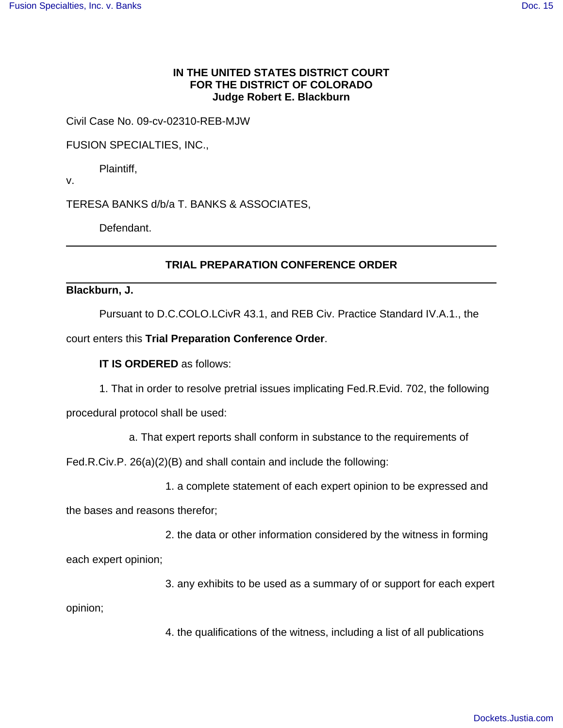**IN THE UNITED STATES DISTRICT COURT**
**FOR THE DISTRICT OF COLORADO**
**Judge Robert E. Blackburn**

Civil Case No. 09-cv-02310-REB-MJW

FUSION SPECIALTIES, INC.,

Plaintiff,

v.

TERESA BANKS d/b/a T. BANKS & ASSOCIATES,

Defendant.

---

## TRIAL PREPARATION CONFERENCE ORDER

---

**Blackburn, J.**

Pursuant to D.C.COLO.LCivR 43.1, and REB Civ. Practice Standard IV.A.1., the court enters this **Trial Preparation Conference Order**.

**IT IS ORDERED** as follows:

1. That in order to resolve pretrial issues implicating Fed.R.Evid. 702, the following procedural protocol shall be used:

a. That expert reports shall conform in substance to the requirements of Fed.R.Civ.P. 26(a)(2)(B) and shall contain and include the following:

1. a complete statement of each expert opinion to be expressed and the bases and reasons therefor;

2. the data or other information considered by the witness in forming each expert opinion;

3. any exhibits to be used as a summary of or support for each expert opinion;

4. the qualifications of the witness, including a list of all publications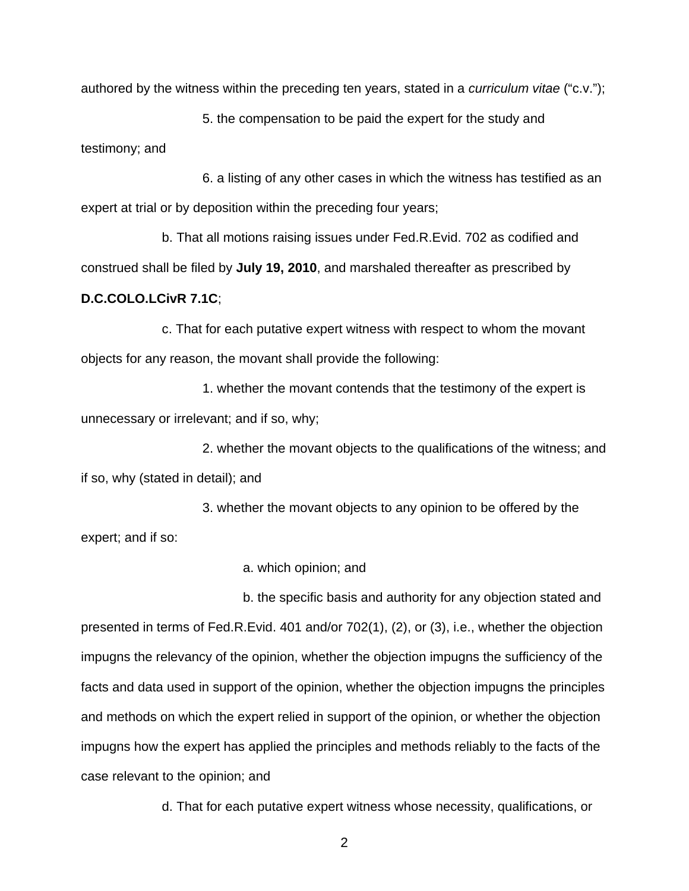authored by the witness within the preceding ten years, stated in a *curriculum vitae* ("c.v.");

5. the compensation to be paid the expert for the study and testimony; and

6. a listing of any other cases in which the witness has testified as an expert at trial or by deposition within the preceding four years;

b. That all motions raising issues under Fed.R.Evid. 702 as codified and construed shall be filed by **July 19, 2010**, and marshaled thereafter as prescribed by **D.C.COLO.LCivR 7.1C**;

c. That for each putative expert witness with respect to whom the movant objects for any reason, the movant shall provide the following:

1. whether the movant contends that the testimony of the expert is unnecessary or irrelevant; and if so, why;

2. whether the movant objects to the qualifications of the witness; and if so, why (stated in detail); and

3. whether the movant objects to any opinion to be offered by the expert; and if so:

a. which opinion; and

b. the specific basis and authority for any objection stated and presented in terms of Fed.R.Evid. 401 and/or 702(1), (2), or (3), i.e., whether the objection impugns the relevancy of the opinion, whether the objection impugns the sufficiency of the facts and data used in support of the opinion, whether the objection impugns the principles and methods on which the expert relied in support of the opinion, or whether the objection impugns how the expert has applied the principles and methods reliably to the facts of the case relevant to the opinion; and

d. That for each putative expert witness whose necessity, qualifications, or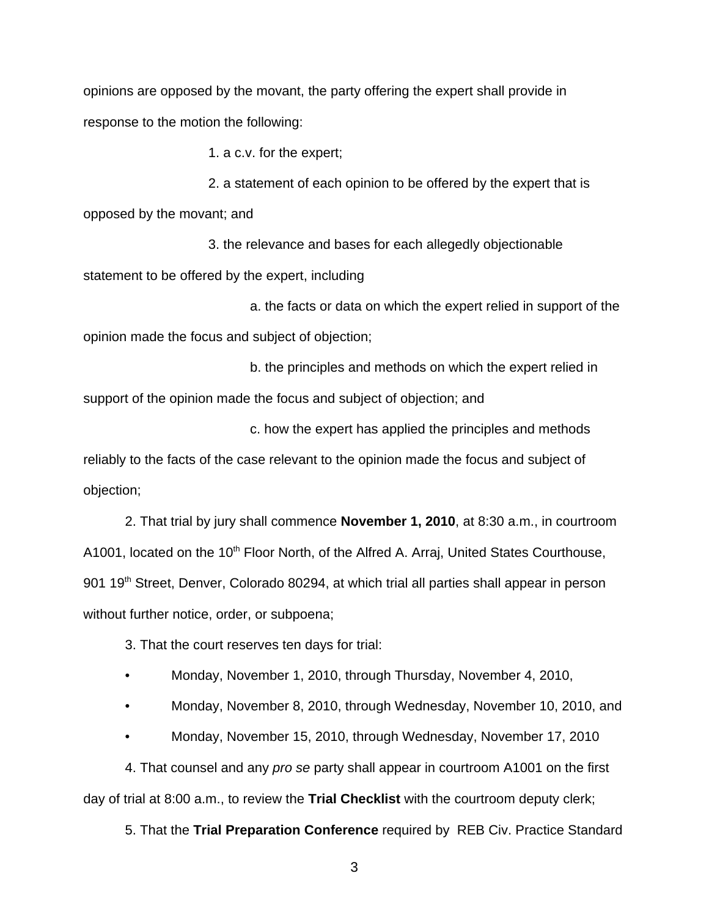opinions are opposed by the movant, the party offering the expert shall provide in response to the motion the following:

1. a c.v. for the expert;

2. a statement of each opinion to be offered by the expert that is opposed by the movant; and

3. the relevance and bases for each allegedly objectionable statement to be offered by the expert, including

a. the facts or data on which the expert relied in support of the opinion made the focus and subject of objection;

b. the principles and methods on which the expert relied in support of the opinion made the focus and subject of objection; and

c. how the expert has applied the principles and methods reliably to the facts of the case relevant to the opinion made the focus and subject of objection;

2. That trial by jury shall commence **November 1, 2010**, at 8:30 a.m., in courtroom A1001, located on the 10th Floor North, of the Alfred A. Arraj, United States Courthouse, 901 19th Street, Denver, Colorado 80294, at which trial all parties shall appear in person without further notice, order, or subpoena;

3. That the court reserves ten days for trial:

- Monday, November 1, 2010, through Thursday, November 4, 2010,
- Monday, November 8, 2010, through Wednesday, November 10, 2010, and
- Monday, November 15, 2010, through Wednesday, November 17, 2010

4. That counsel and any *pro se* party shall appear in courtroom A1001 on the first day of trial at 8:00 a.m., to review the **Trial Checklist** with the courtroom deputy clerk;

5. That the **Trial Preparation Conference** required by REB Civ. Practice Standard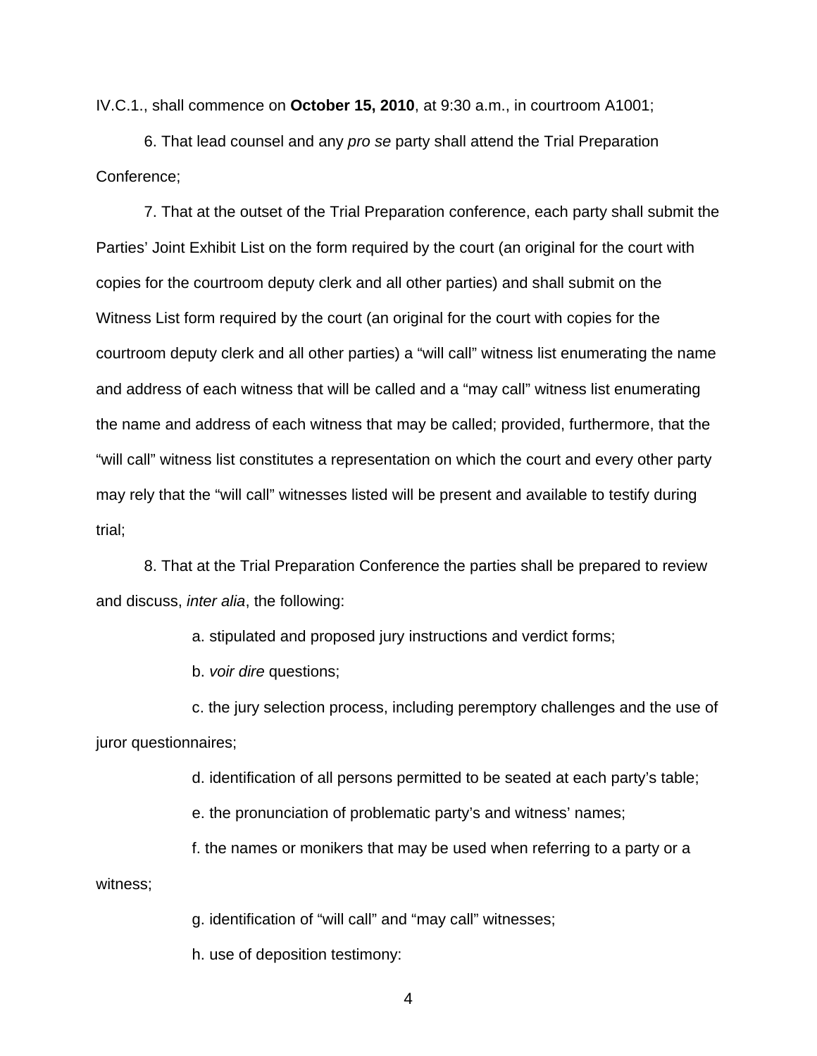IV.C.1., shall commence on **October 15, 2010**, at 9:30 a.m., in courtroom A1001;

6. That lead counsel and any *pro se* party shall attend the Trial Preparation Conference;

7. That at the outset of the Trial Preparation conference, each party shall submit the Parties' Joint Exhibit List on the form required by the court (an original for the court with copies for the courtroom deputy clerk and all other parties) and shall submit on the Witness List form required by the court (an original for the court with copies for the courtroom deputy clerk and all other parties) a "will call" witness list enumerating the name and address of each witness that will be called and a "may call" witness list enumerating the name and address of each witness that may be called; provided, furthermore, that the "will call" witness list constitutes a representation on which the court and every other party may rely that the "will call" witnesses listed will be present and available to testify during trial;

8. That at the Trial Preparation Conference the parties shall be prepared to review and discuss, *inter alia*, the following:

a. stipulated and proposed jury instructions and verdict forms;

b. *voir dire* questions;

c. the jury selection process, including peremptory challenges and the use of juror questionnaires;

d. identification of all persons permitted to be seated at each party's table;

e. the pronunciation of problematic party's and witness' names;

f. the names or monikers that may be used when referring to a party or a witness;

g. identification of "will call" and "may call" witnesses;

h. use of deposition testimony: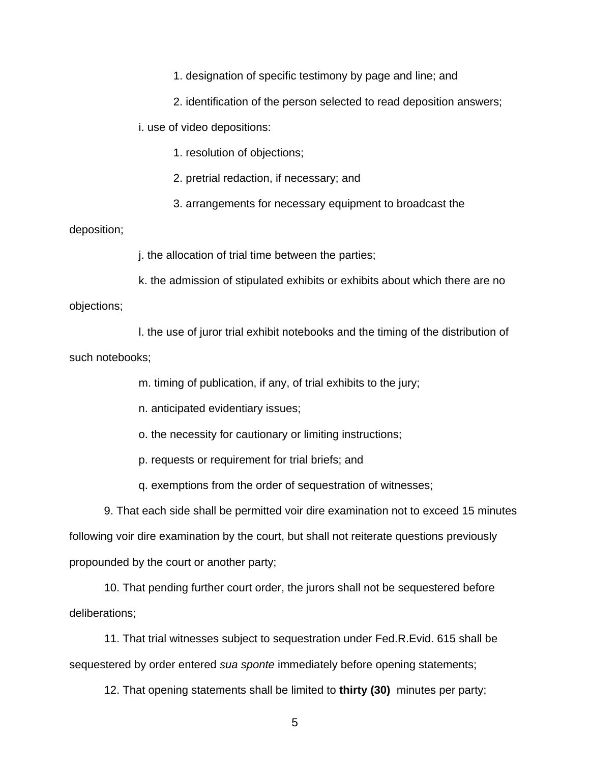1. designation of specific testimony by page and line; and

2. identification of the person selected to read deposition answers;

i. use of video depositions:

1. resolution of objections;

2. pretrial redaction, if necessary; and

3. arrangements for necessary equipment to broadcast the deposition;

j. the allocation of trial time between the parties;

k. the admission of stipulated exhibits or exhibits about which there are no objections;

l. the use of juror trial exhibit notebooks and the timing of the distribution of such notebooks;

m. timing of publication, if any, of trial exhibits to the jury;

n. anticipated evidentiary issues;

o. the necessity for cautionary or limiting instructions;

p. requests or requirement for trial briefs; and

q. exemptions from the order of sequestration of witnesses;

9. That each side shall be permitted voir dire examination not to exceed 15 minutes following voir dire examination by the court, but shall not reiterate questions previously propounded by the court or another party;

10. That pending further court order, the jurors shall not be sequestered before deliberations;

11. That trial witnesses subject to sequestration under Fed.R.Evid. 615 shall be sequestered by order entered *sua sponte* immediately before opening statements;

12. That opening statements shall be limited to **thirty (30)** minutes per party;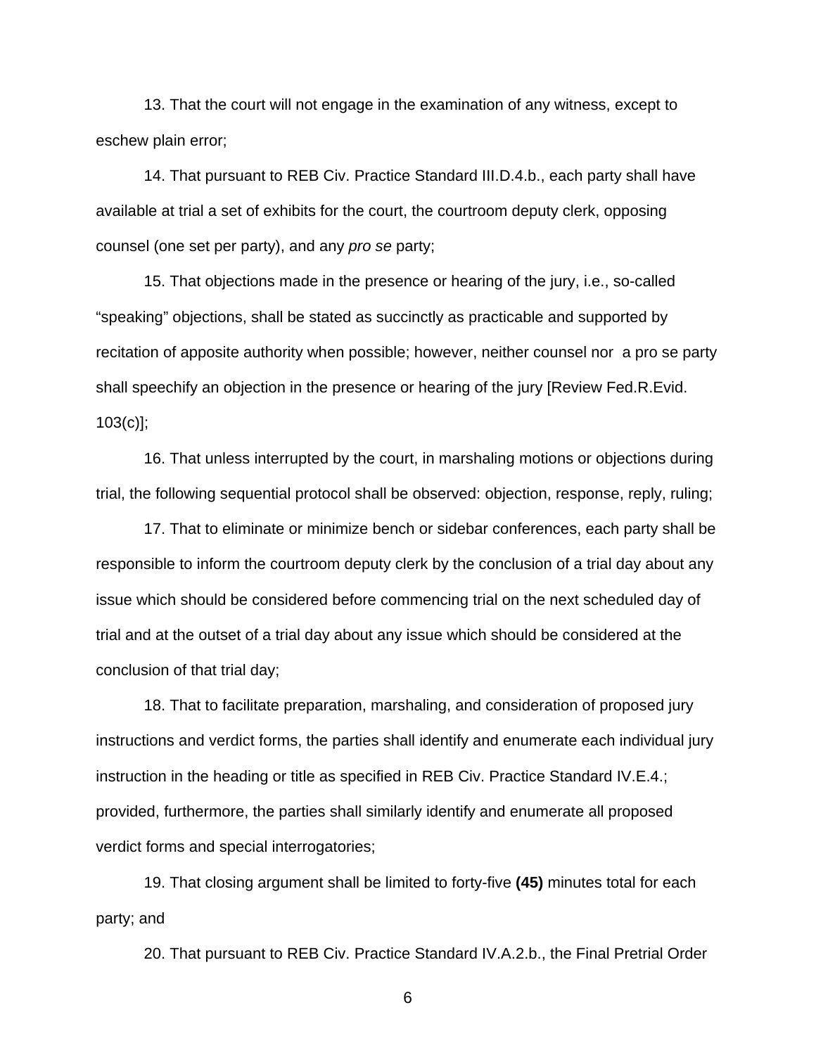13. That the court will not engage in the examination of any witness, except to eschew plain error;

14. That pursuant to REB Civ. Practice Standard III.D.4.b., each party shall have available at trial a set of exhibits for the court, the courtroom deputy clerk, opposing counsel (one set per party), and any *pro se* party;

15. That objections made in the presence or hearing of the jury, i.e., so-called "speaking" objections, shall be stated as succinctly as practicable and supported by recitation of apposite authority when possible; however, neither counsel nor a pro se party shall speechify an objection in the presence or hearing of the jury [Review Fed.R.Evid. 103(c)];

16. That unless interrupted by the court, in marshaling motions or objections during trial, the following sequential protocol shall be observed: objection, response, reply, ruling;

17. That to eliminate or minimize bench or sidebar conferences, each party shall be responsible to inform the courtroom deputy clerk by the conclusion of a trial day about any issue which should be considered before commencing trial on the next scheduled day of trial and at the outset of a trial day about any issue which should be considered at the conclusion of that trial day;

18. That to facilitate preparation, marshaling, and consideration of proposed jury instructions and verdict forms, the parties shall identify and enumerate each individual jury instruction in the heading or title as specified in REB Civ. Practice Standard IV.E.4.; provided, furthermore, the parties shall similarly identify and enumerate all proposed verdict forms and special interrogatories;

19. That closing argument shall be limited to forty-five **(45)** minutes total for each party; and

20. That pursuant to REB Civ. Practice Standard IV.A.2.b., the Final Pretrial Order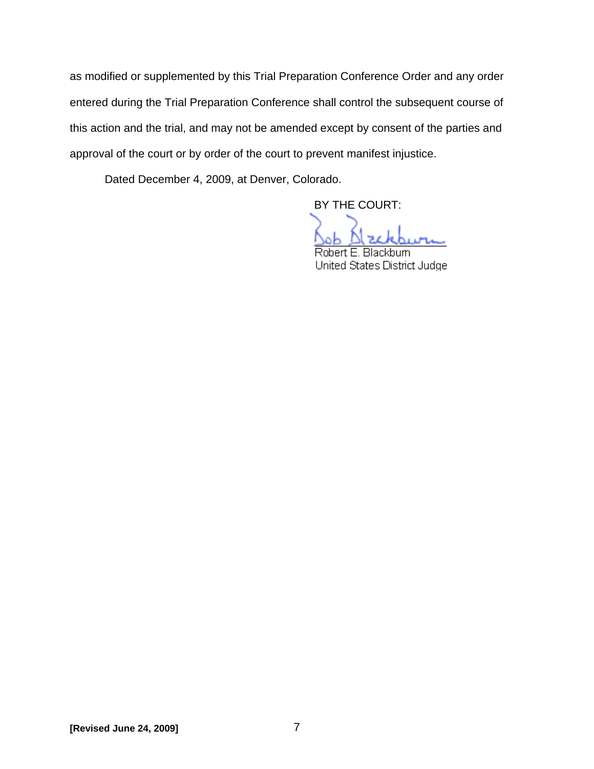as modified or supplemented by this Trial Preparation Conference Order and any order entered during the Trial Preparation Conference shall control the subsequent course of this action and the trial, and may not be amended except by consent of the parties and approval of the court or by order of the court to prevent manifest injustice.

Dated December 4, 2009, at Denver, Colorado.

BY THE COURT:

Robert E. Blackburn
United States District Judge

**[Revised June 24, 2009]**